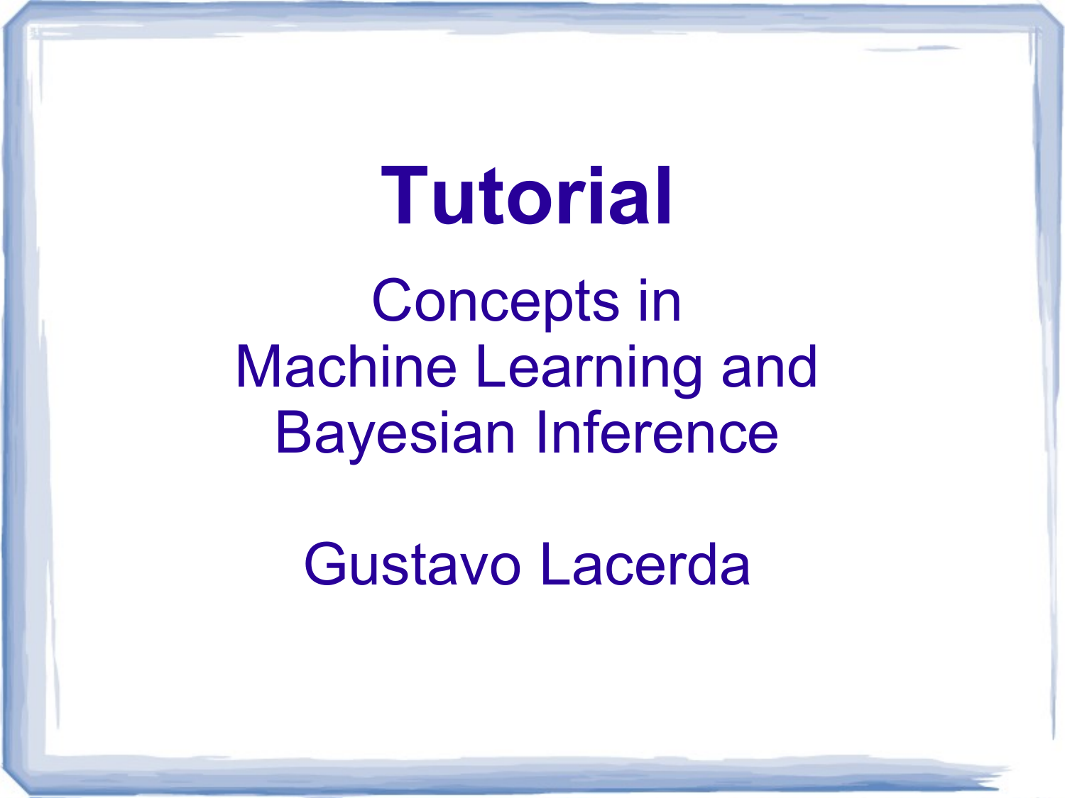# Tutorial

## Concepts in Machine Learning and Bayesian Inference

Gustavo Lacerda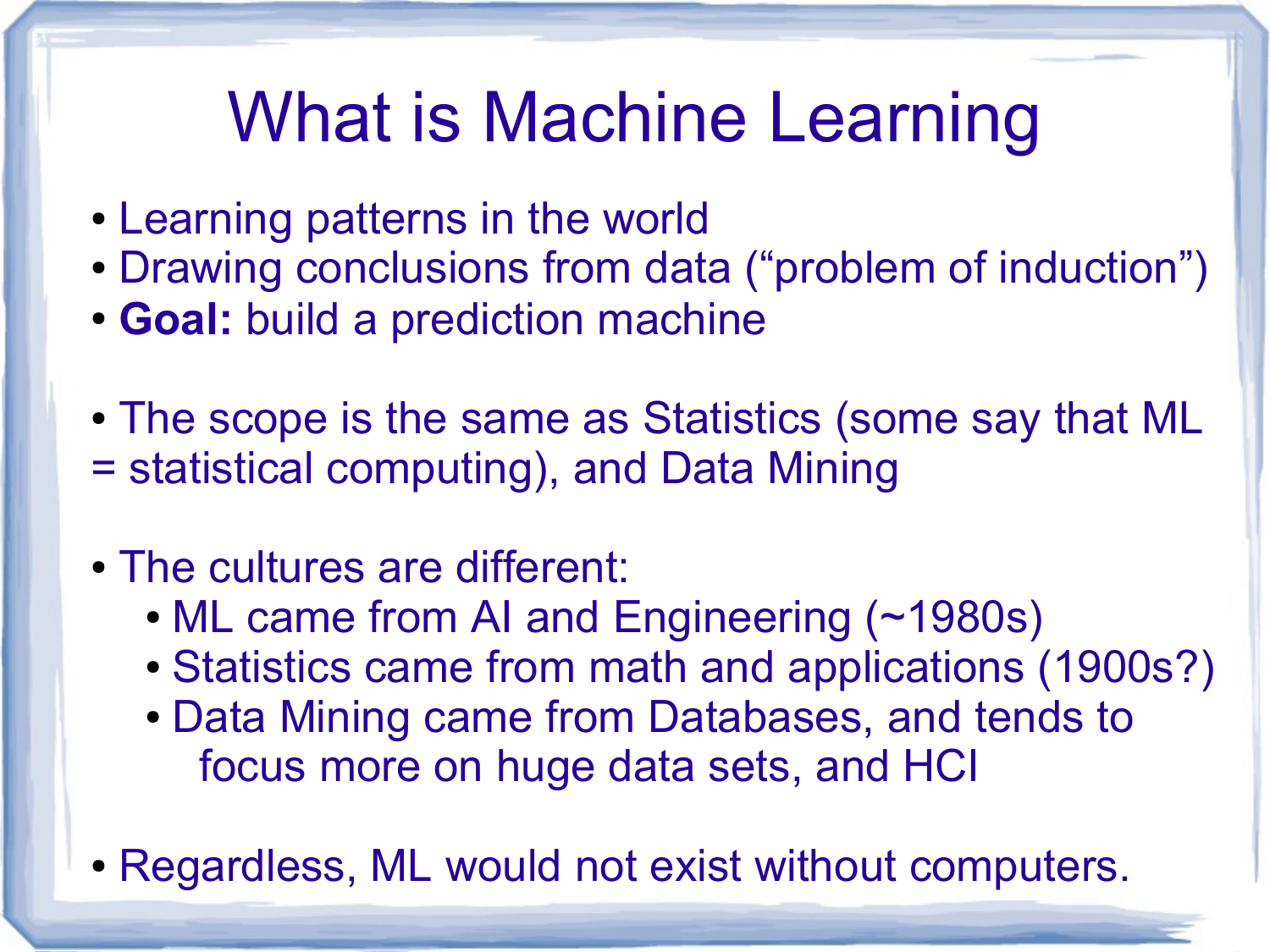# What is Machine Learning

- Learning patterns in the world
- Drawing conclusions from data (“problem of induction”)
- **Goal:** build a prediction machine

- The scope is the same as Statistics (some say that ML = statistical computing), and Data Mining

- The cultures are different:
  - ML came from AI and Engineering (~1980s)
  - Statistics came from math and applications (1900s?)
  - Data Mining came from Databases, and tends to focus more on huge data sets, and HCI

- Regardless, ML would not exist without computers.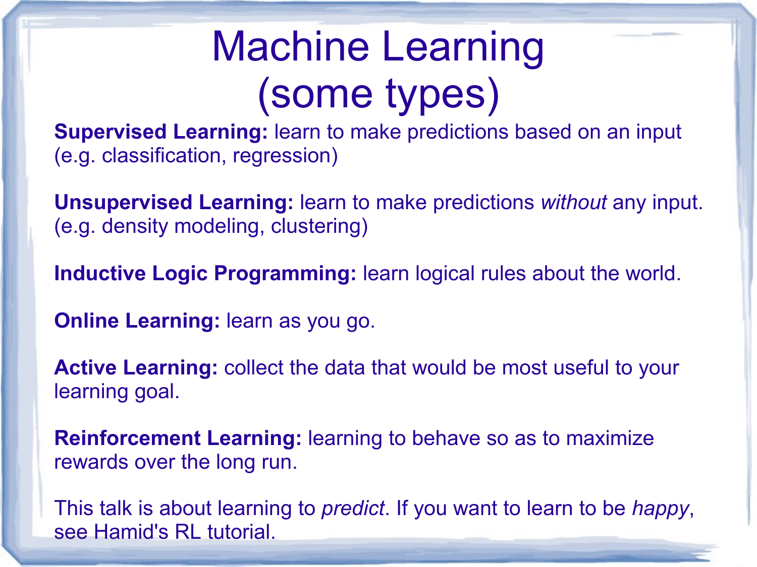# Machine Learning (some types)

**Supervised Learning:** learn to make predictions based on an input (e.g. classification, regression)

**Unsupervised Learning:** learn to make predictions *without* any input. (e.g. density modeling, clustering)

**Inductive Logic Programming:** learn logical rules about the world.

**Online Learning:** learn as you go.

**Active Learning:** collect the data that would be most useful to your learning goal.

**Reinforcement Learning:** learning to behave so as to maximize rewards over the long run.

This talk is about learning to *predict*. If you want to learn to be *happy*, see Hamid's RL tutorial.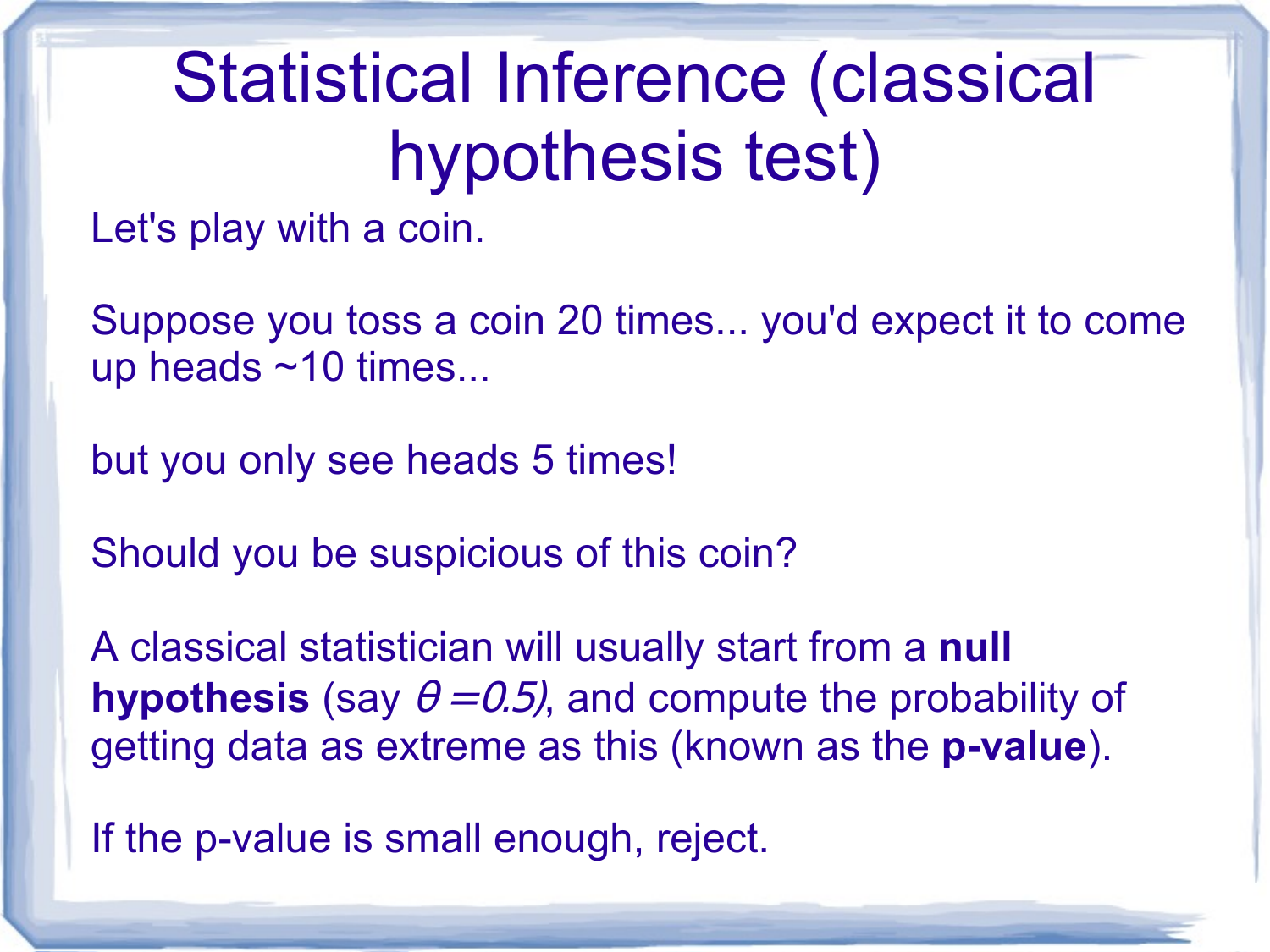# Statistical Inference (classical hypothesis test)

Let's play with a coin.

Suppose you toss a coin 20 times... you'd expect it to come up heads ~10 times...

but you only see heads 5 times!

Should you be suspicious of this coin?

A classical statistician will usually start from a **null hypothesis** (say $\theta = 0.5$), and compute the probability of getting data as extreme as this (known as the **p-value**).

If the p-value is small enough, reject.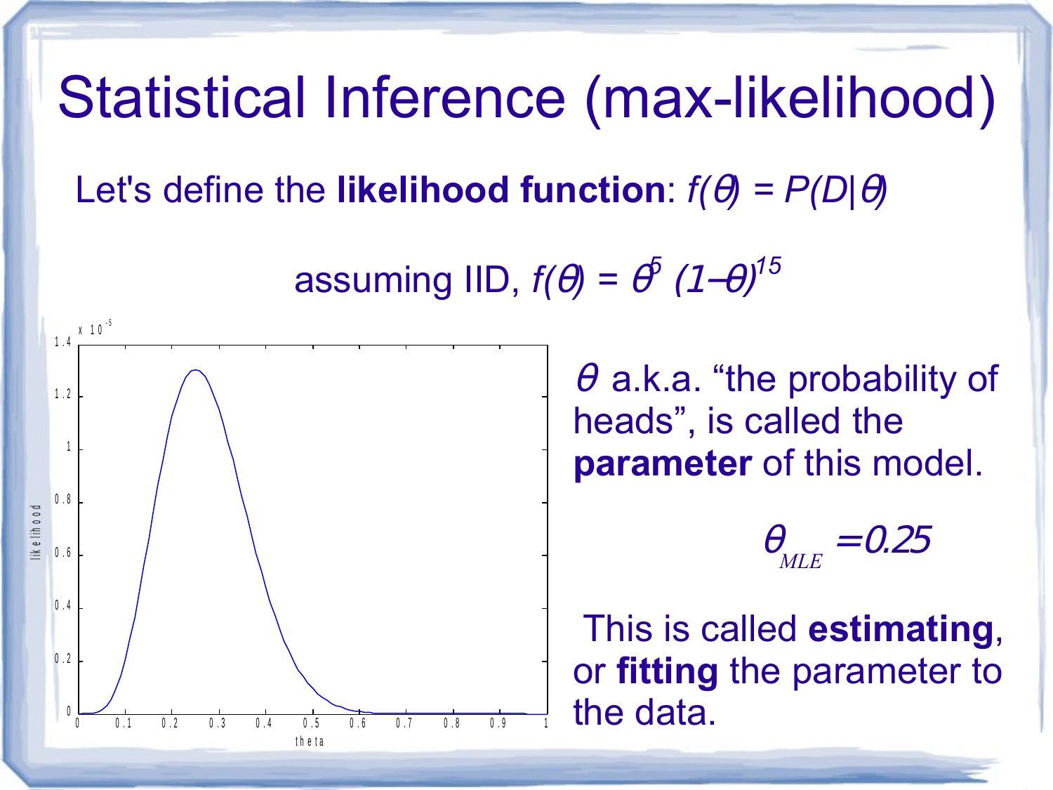# Statistical Inference (max-likelihood)

Let's define the **likelihood function**: $f(\theta) = P(D|\theta)$

assuming IID, $f(\theta) = \theta^5 (1-\theta)^{15}$

$\theta$ a.k.a. "the probability of heads", is called the **parameter** of this model.

$$\theta_{MLE} = 0.25$$

This is called **estimating**, or **fitting** the parameter to the data.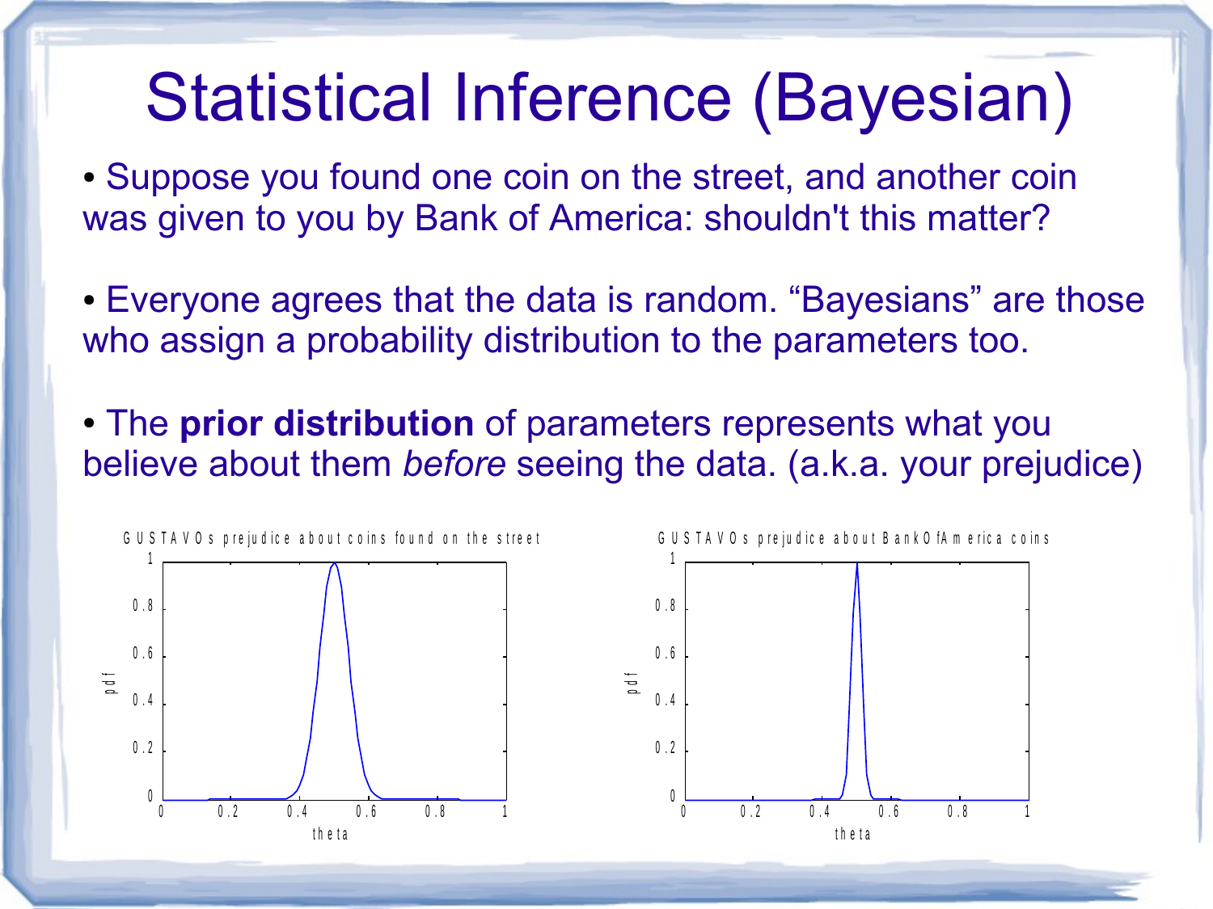# Statistical Inference (Bayesian)

- Suppose you found one coin on the street, and another coin was given to you by Bank of America: shouldn't this matter?

- Everyone agrees that the data is random. “Bayesians” are those who assign a probability distribution to the parameters too.

- The **prior distribution** of parameters represents what you believe about them *before* seeing the data. (a.k.a. your prejudice)

GUSTAVOs prejudice about coins found on the street

GUSTAVOs prejudice about BankOfAmerica coins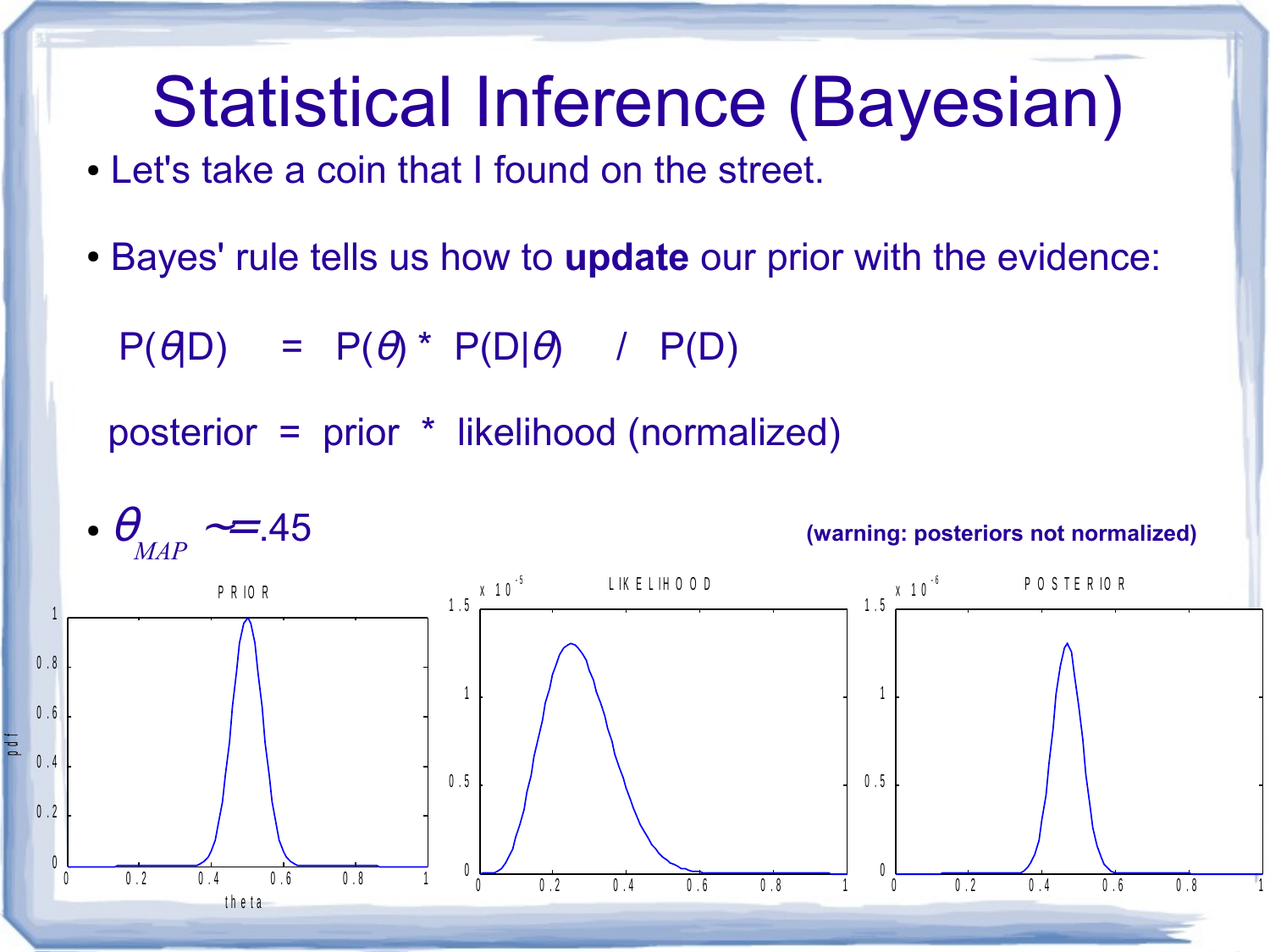# Statistical Inference (Bayesian)

- Let's take a coin that I found on the street.

- Bayes' rule tells us how to **update** our prior with the evidence:

  $P(\theta|D) = P(\theta) * P(D|\theta) / P(D)$

  posterior = prior * likelihood (normalized)

- $\theta_{MAP} \sim= .45$

**(warning: posteriors not normalized)**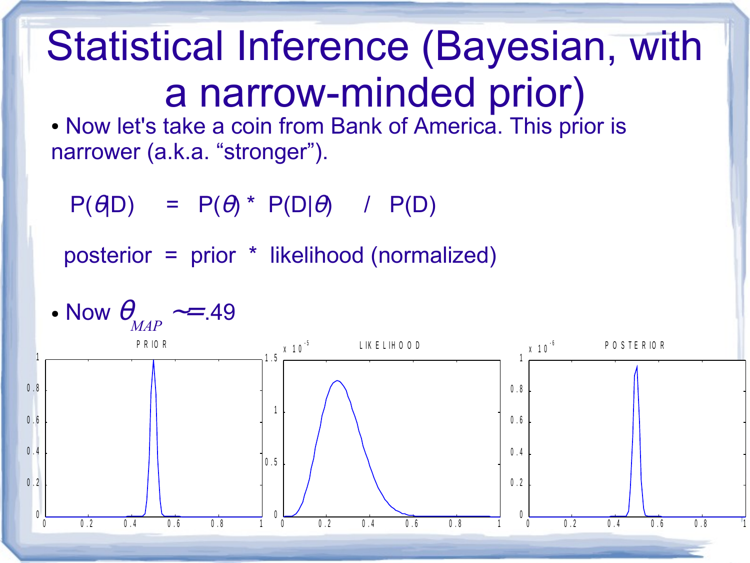# Statistical Inference (Bayesian, with a narrow-minded prior)

- Now let's take a coin from Bank of America. This prior is narrower (a.k.a. "stronger").

$$P(\theta|D) \quad = \quad P(\theta) * P(D|\theta) \quad / \quad P(D)$$

posterior = prior * likelihood (normalized)

- Now $\theta_{MAP}$ ~=.49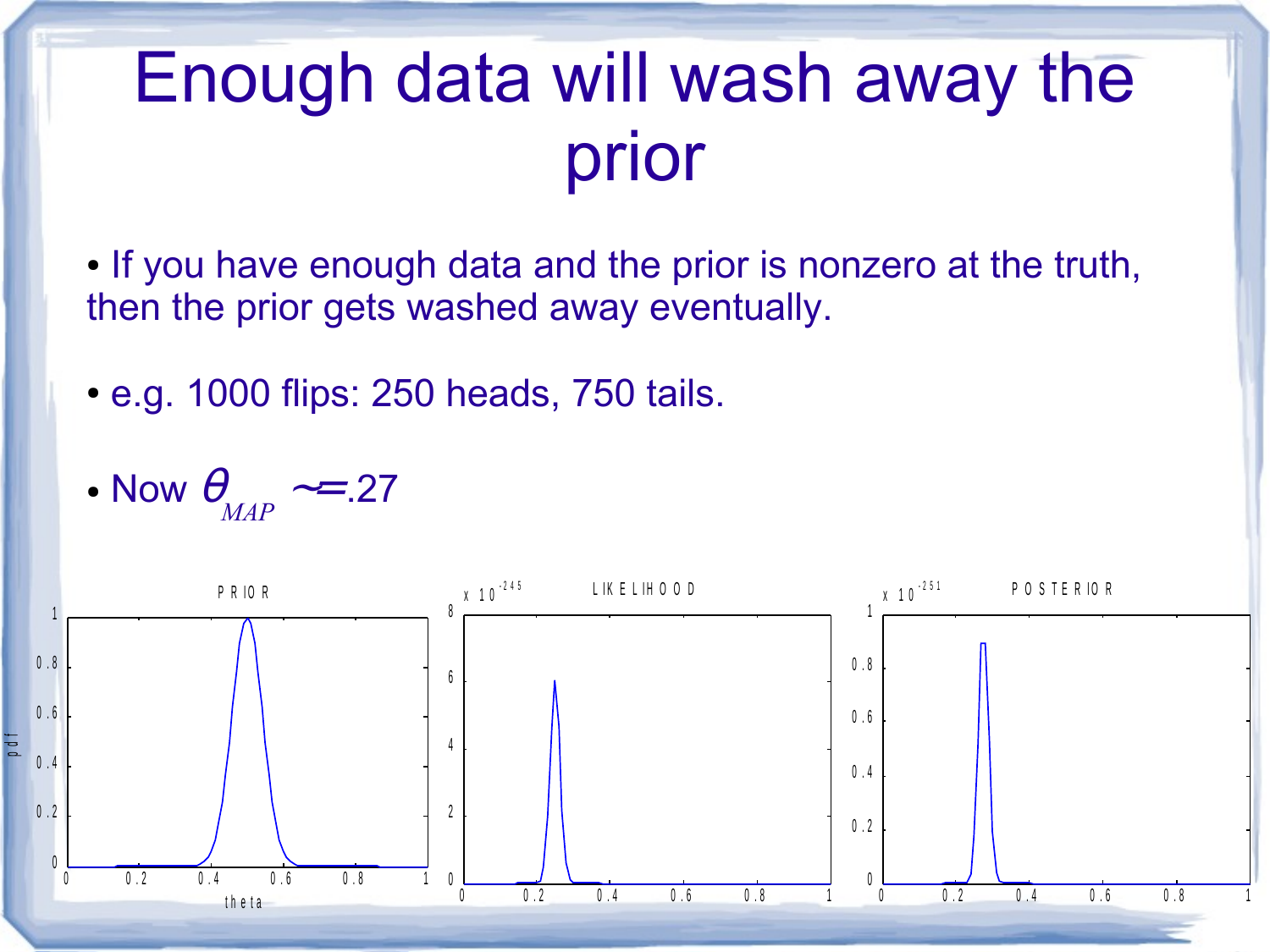# Enough data will wash away the prior

- If you have enough data and the prior is nonzero at the truth, then the prior gets washed away eventually.

- e.g. 1000 flips: 250 heads, 750 tails.

- Now $\theta_{MAP}$ ~=.27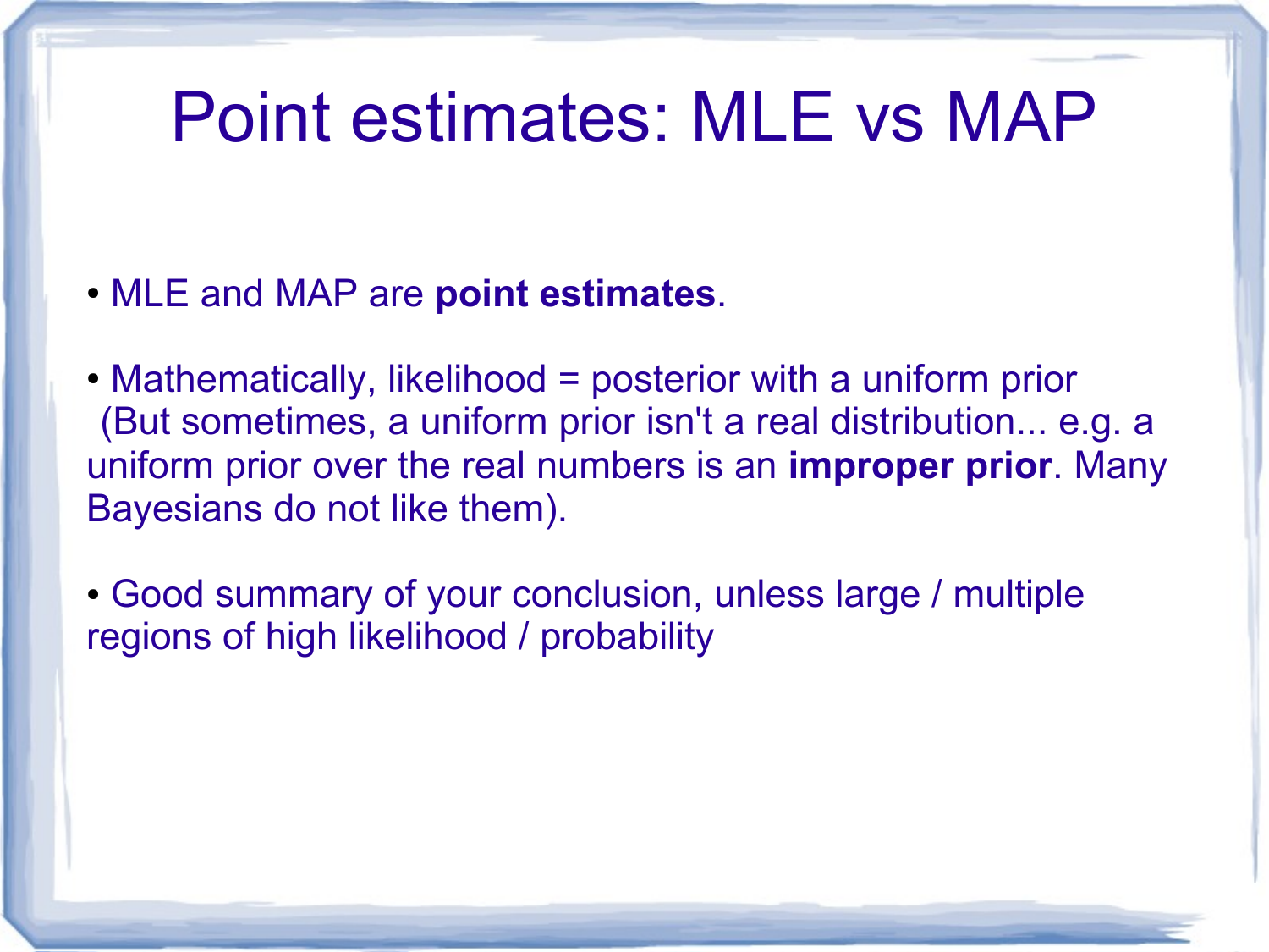# Point estimates: MLE vs MAP

- MLE and MAP are **point estimates**.

- Mathematically, likelihood = posterior with a uniform prior
 (But sometimes, a uniform prior isn't a real distribution... e.g. a uniform prior over the real numbers is an **improper prior**. Many Bayesians do not like them).

- Good summary of your conclusion, unless large / multiple regions of high likelihood / probability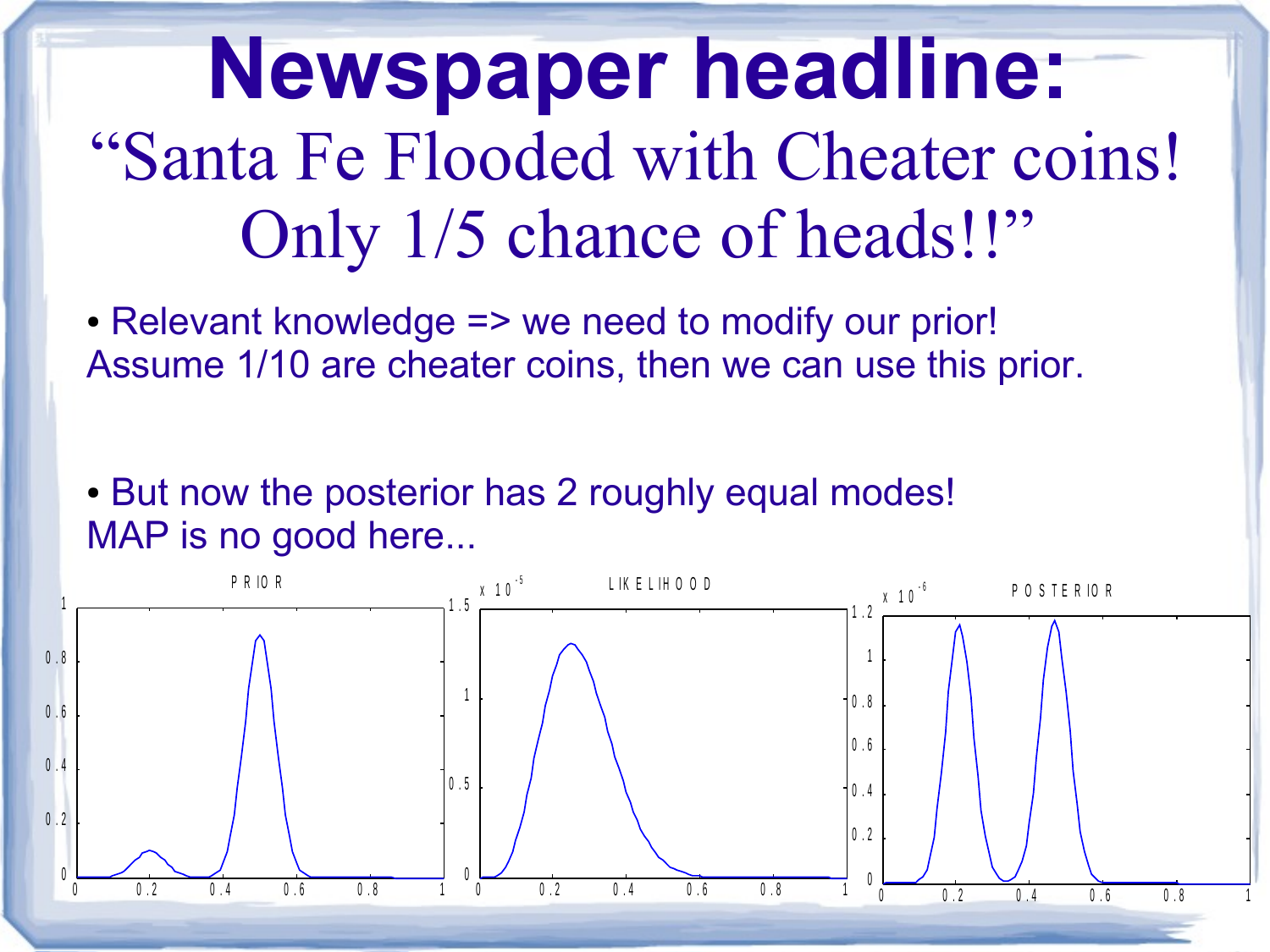# Newspaper headline:

## "Santa Fe Flooded with Cheater coins! Only 1/5 chance of heads!!"

- Relevant knowledge => we need to modify our prior!
Assume 1/10 are cheater coins, then we can use this prior.

- But now the posterior has 2 roughly equal modes!
MAP is no good here...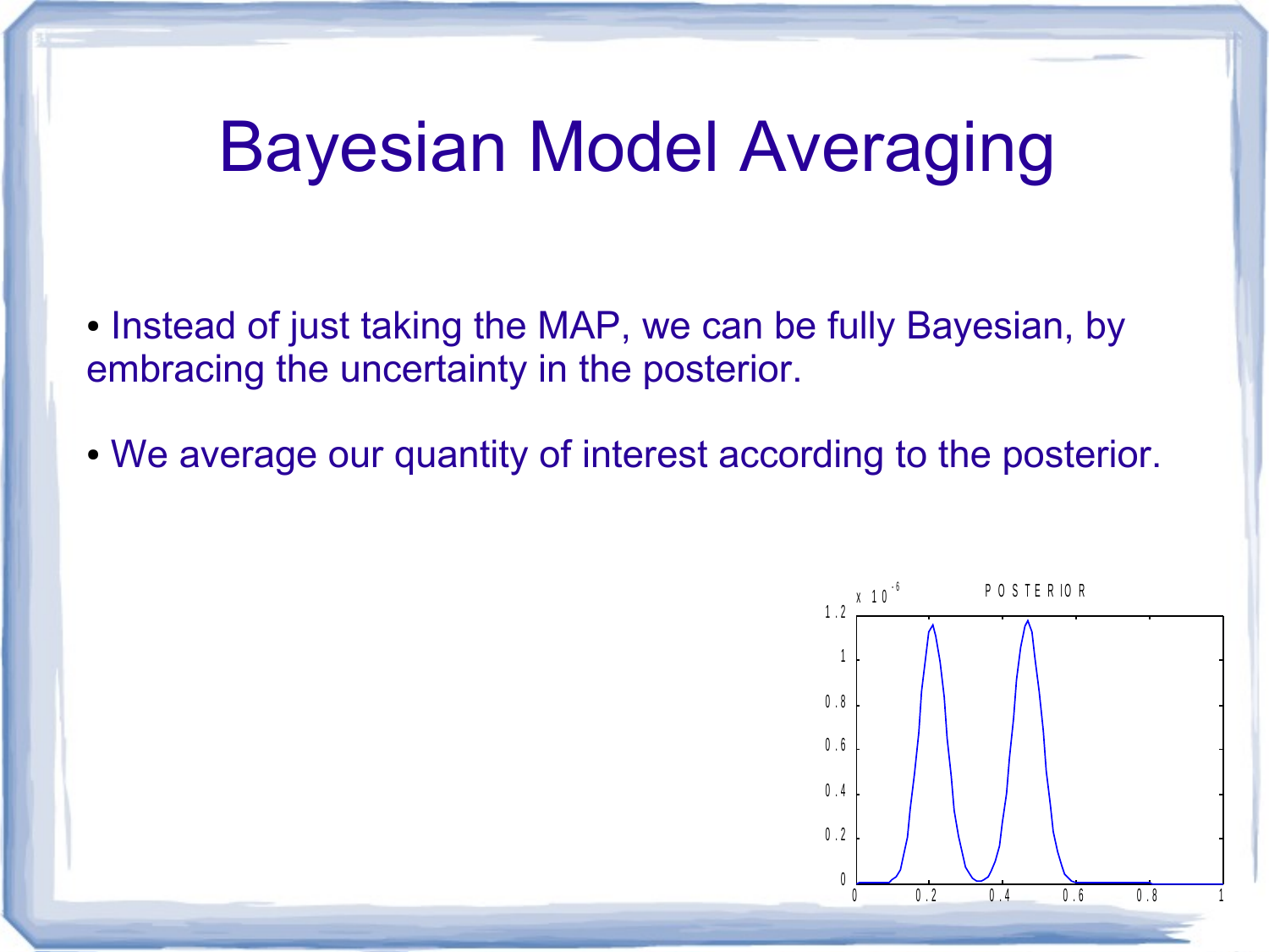# Bayesian Model Averaging

- Instead of just taking the MAP, we can be fully Bayesian, by embracing the uncertainty in the posterior.
- We average our quantity of interest according to the posterior.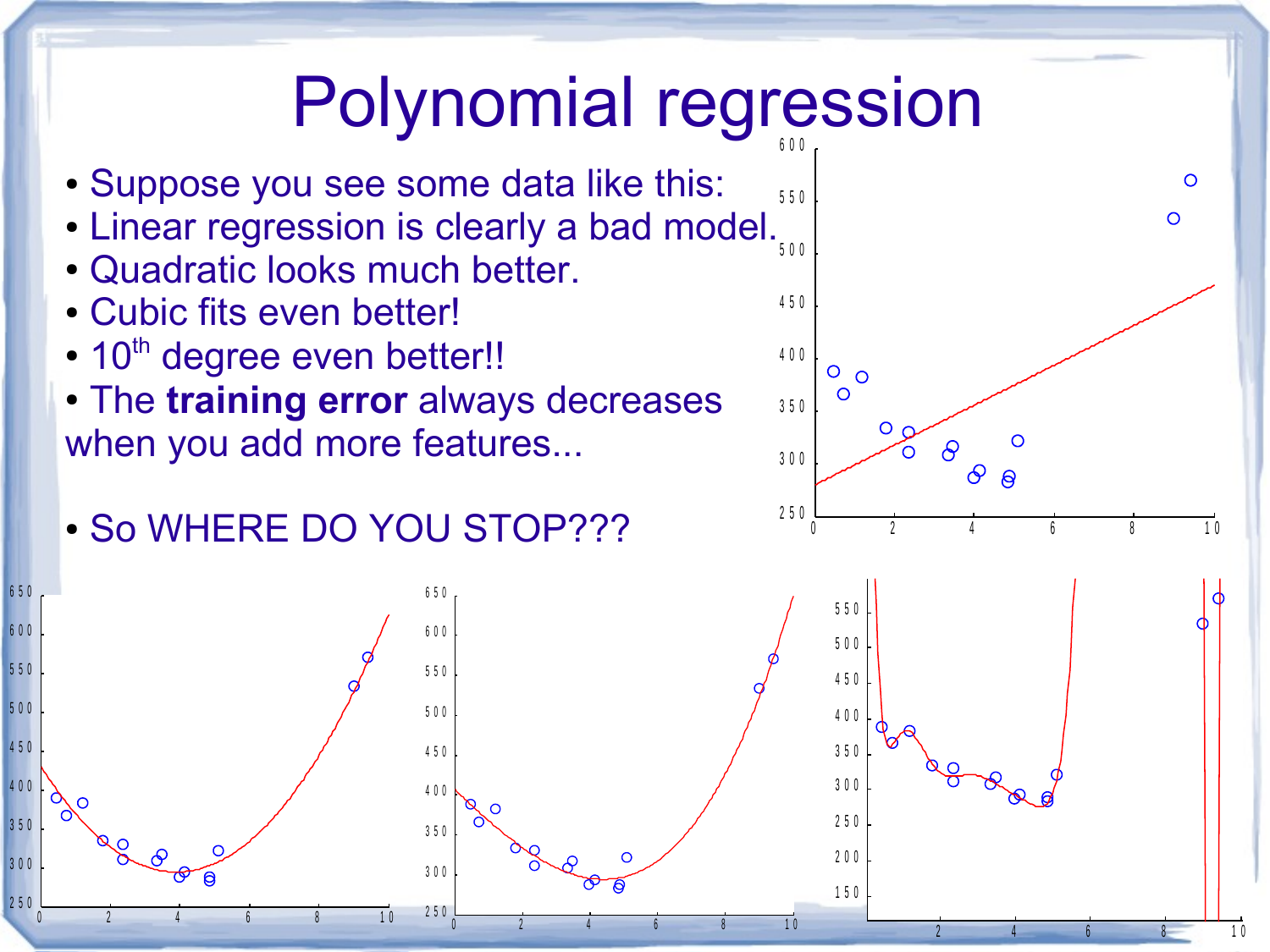# Polynomial regression

- Suppose you see some data like this:
- Linear regression is clearly a bad model.
- Quadratic looks much better.
- Cubic fits even better!
- $10^{th}$ degree even better!!
- The **training error** always decreases when you add more features...

- So WHERE DO YOU STOP???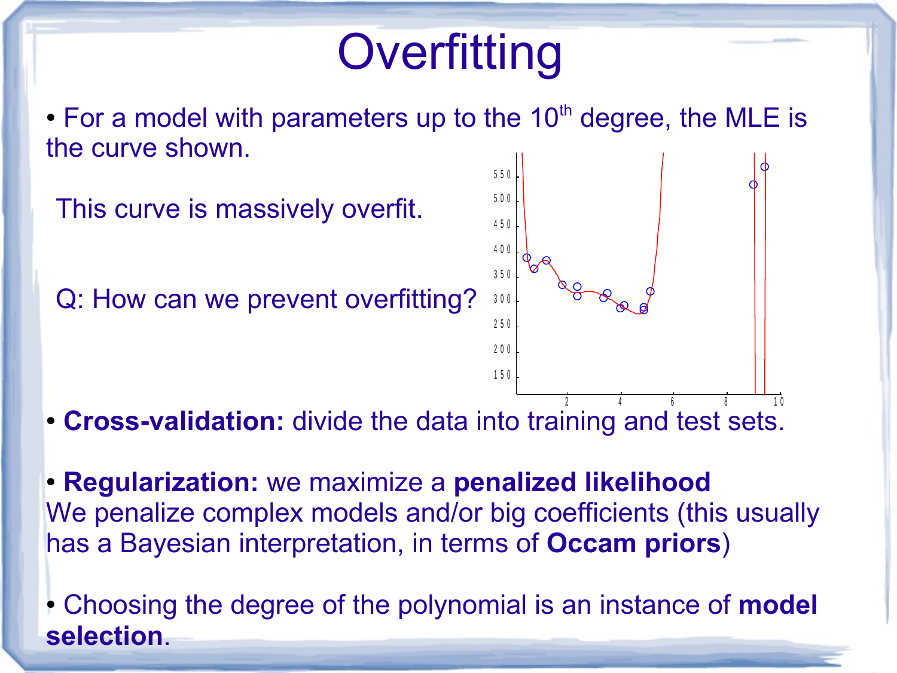# Overfitting

- For a model with parameters up to the $10^{th}$ degree, the MLE is the curve shown.

  This curve is massively overfit.

  Q: How can we prevent overfitting?

- **Cross-validation:** divide the data into training and test sets.

- **Regularization:** we maximize a **penalized likelihood**
We penalize complex models and/or big coefficients (this usually has a Bayesian interpretation, in terms of **Occam priors**)

- Choosing the degree of the polynomial is an instance of **model selection**.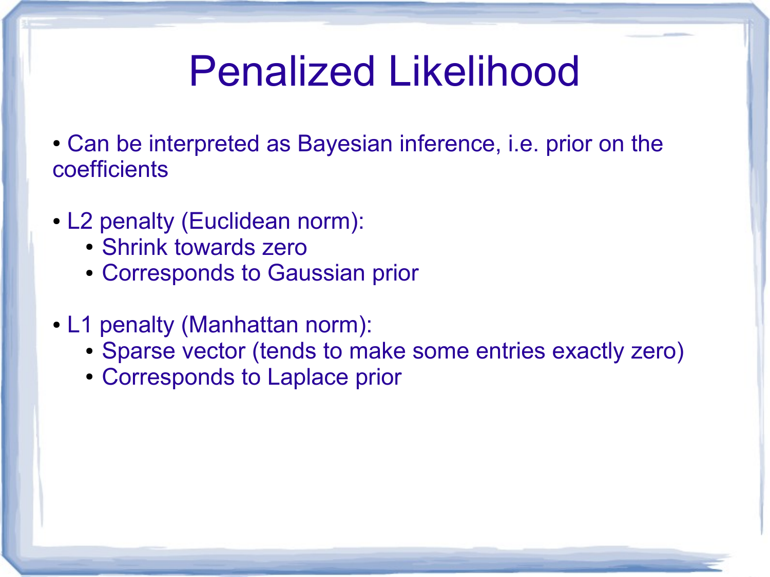# Penalized Likelihood

- Can be interpreted as Bayesian inference, i.e. prior on the coefficients

- L2 penalty (Euclidean norm):
  - Shrink towards zero
  - Corresponds to Gaussian prior

- L1 penalty (Manhattan norm):
  - Sparse vector (tends to make some entries exactly zero)
  - Corresponds to Laplace prior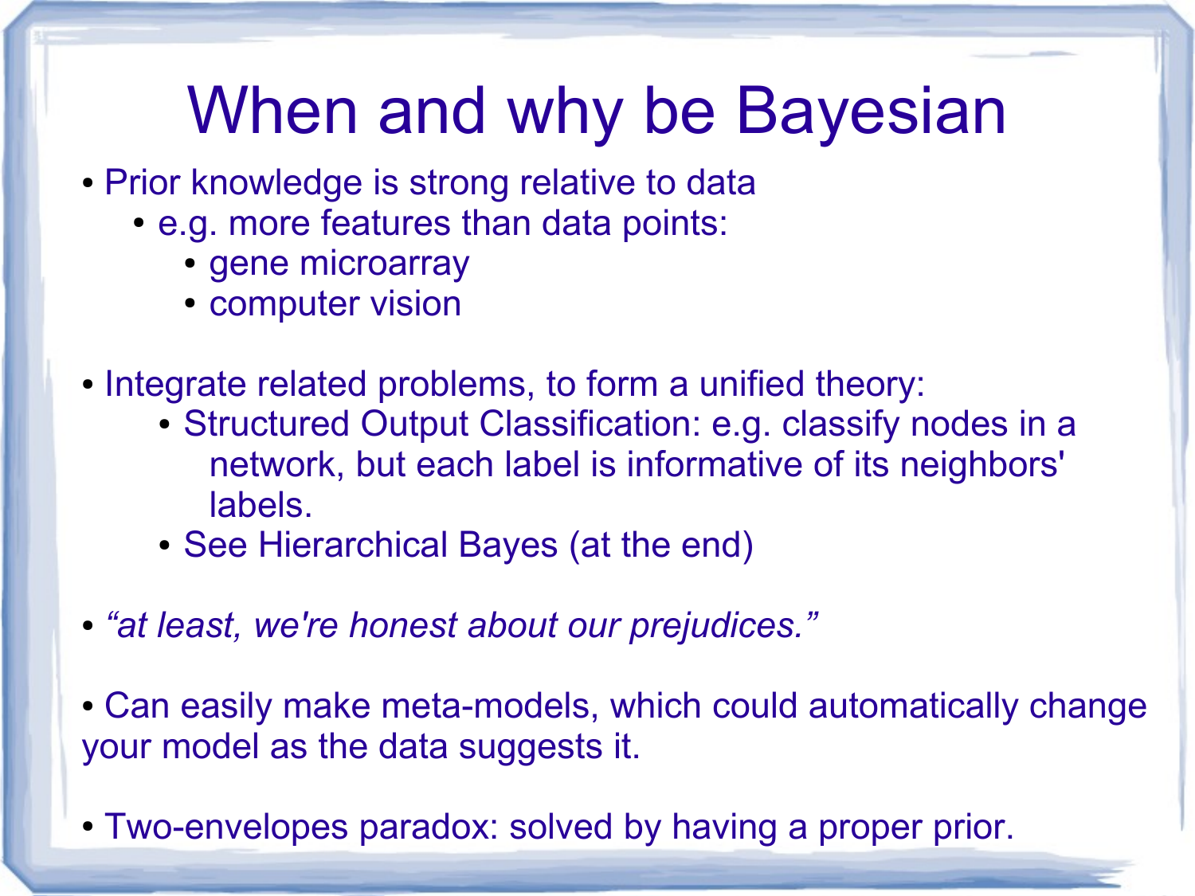# When and why be Bayesian

- Prior knowledge is strong relative to data
  - e.g. more features than data points:
    - gene microarray
    - computer vision

- Integrate related problems, to form a unified theory:
  - Structured Output Classification: e.g. classify nodes in a network, but each label is informative of its neighbors' labels.
  - See Hierarchical Bayes (at the end)

- *"at least, we're honest about our prejudices."*

- Can easily make meta-models, which could automatically change your model as the data suggests it.

- Two-envelopes paradox: solved by having a proper prior.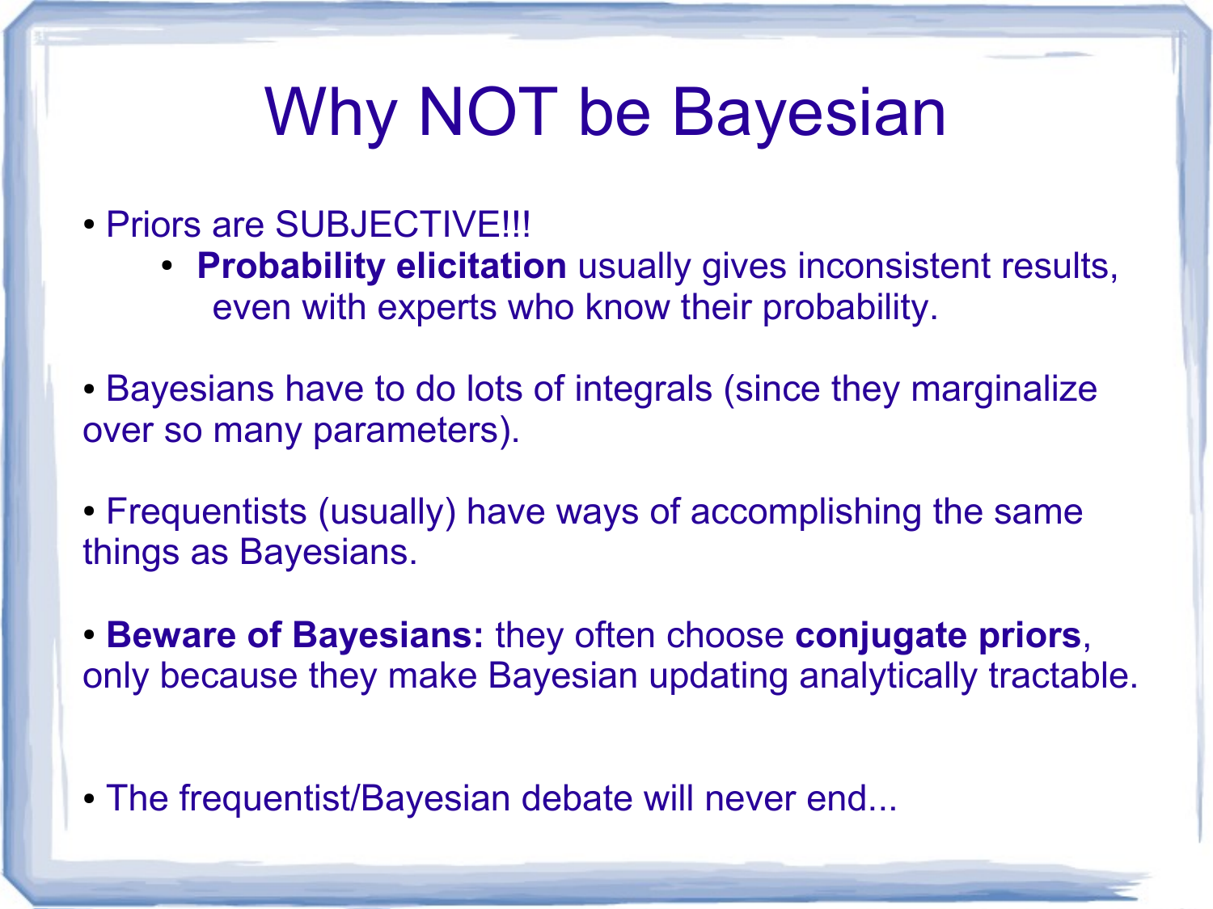# Why NOT be Bayesian

- Priors are SUBJECTIVE!!!
  - **Probability elicitation** usually gives inconsistent results, even with experts who know their probability.

- Bayesians have to do lots of integrals (since they marginalize over so many parameters).

- Frequentists (usually) have ways of accomplishing the same things as Bayesians.

- **Beware of Bayesians:** they often choose **conjugate priors**, only because they make Bayesian updating analytically tractable.

- The frequentist/Bayesian debate will never end...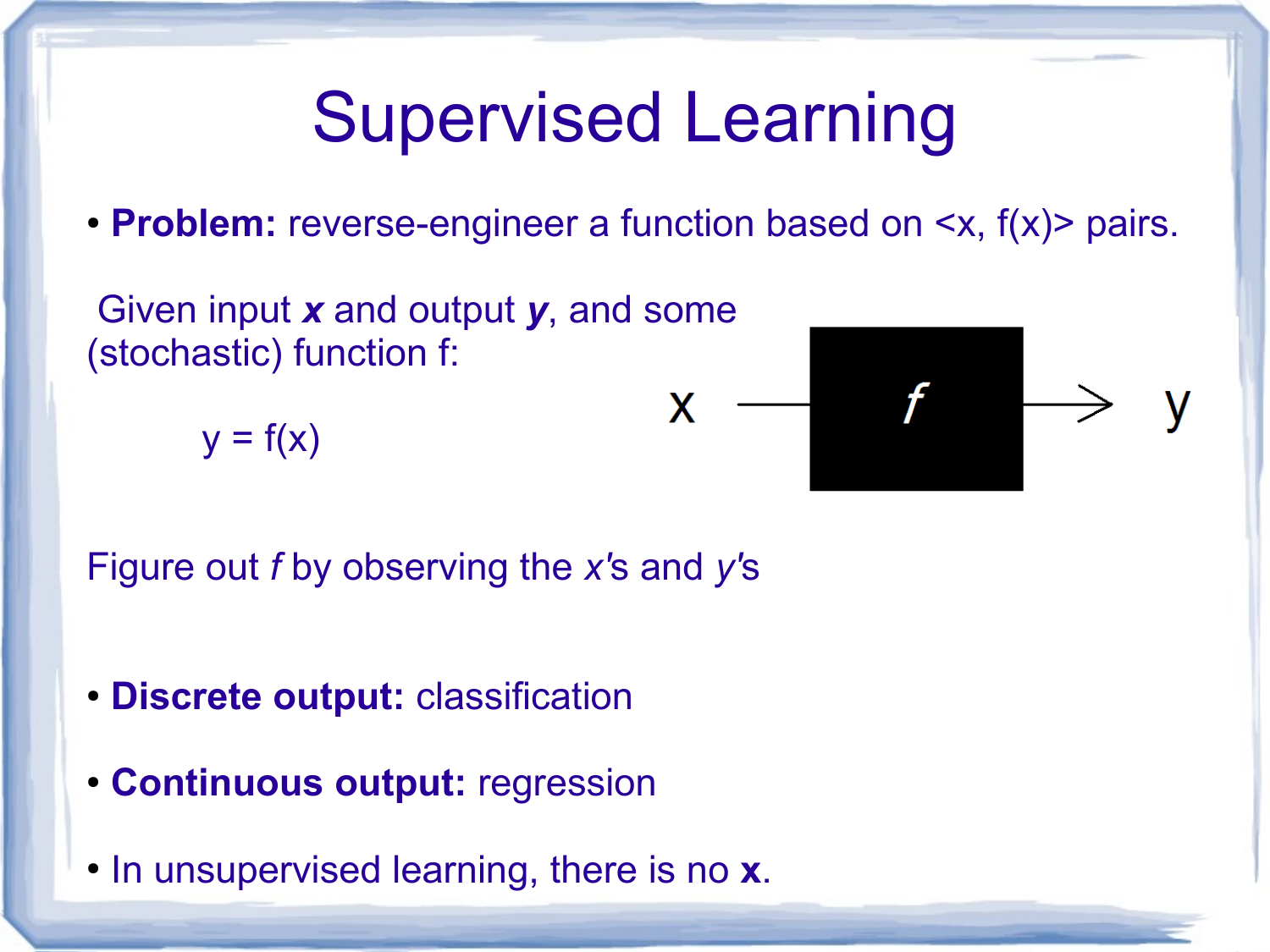# Supervised Learning

- **Problem:** reverse-engineer a function based on <x, f(x)> pairs.

Given input ***x*** and output ***y***, and some (stochastic) function f:

$$y = f(x)$$

x → *f* → y

Figure out *f* by observing the *x*'s and *y*'s

- **Discrete output:** classification
- **Continuous output:** regression
- In unsupervised learning, there is no **x**.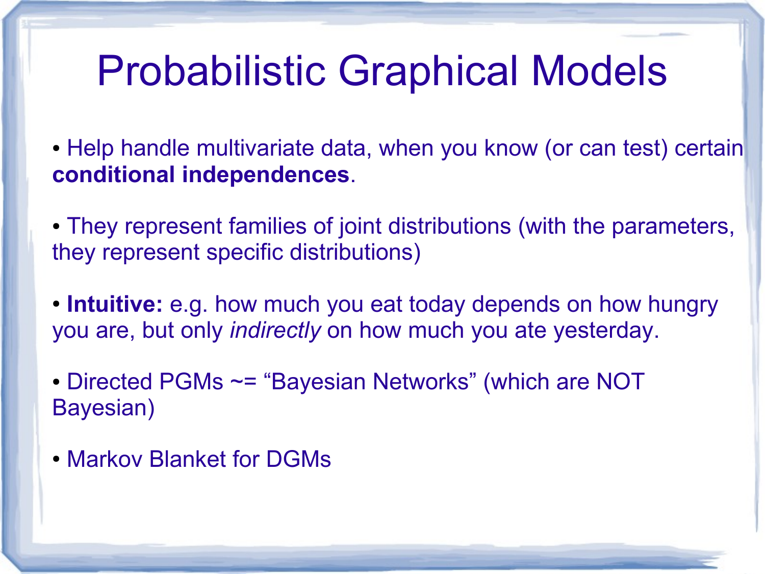# Probabilistic Graphical Models

- Help handle multivariate data, when you know (or can test) certain **conditional independences**.

- They represent families of joint distributions (with the parameters, they represent specific distributions)

- **Intuitive:** e.g. how much you eat today depends on how hungry you are, but only *indirectly* on how much you ate yesterday.

- Directed PGMs ~= "Bayesian Networks" (which are NOT Bayesian)

- Markov Blanket for DGMs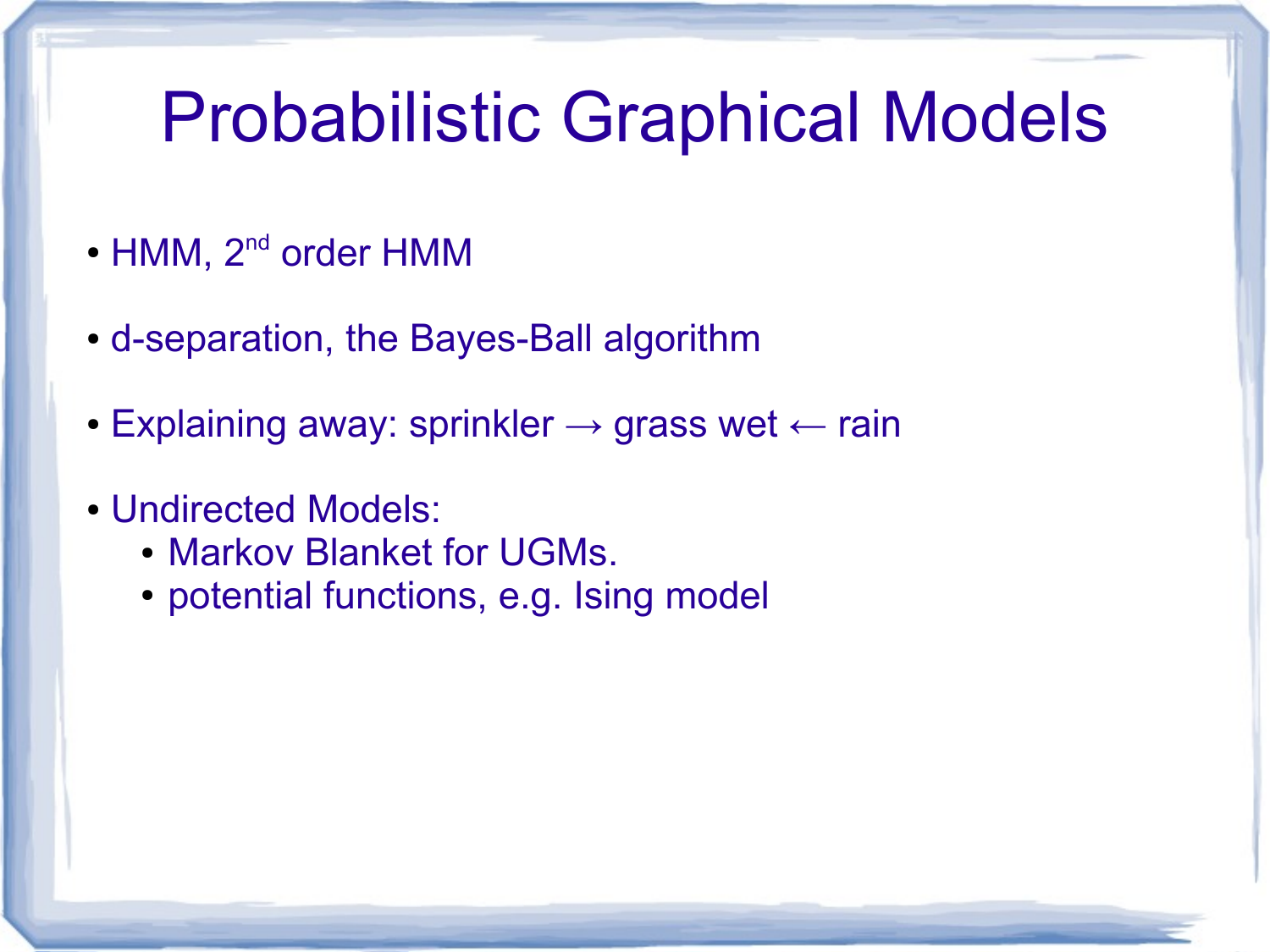# Probabilistic Graphical Models

- HMM, $2^{nd}$ order HMM
- d-separation, the Bayes-Ball algorithm
- Explaining away: sprinkler → grass wet ← rain
- Undirected Models:
  - Markov Blanket for UGMs.
  - potential functions, e.g. Ising model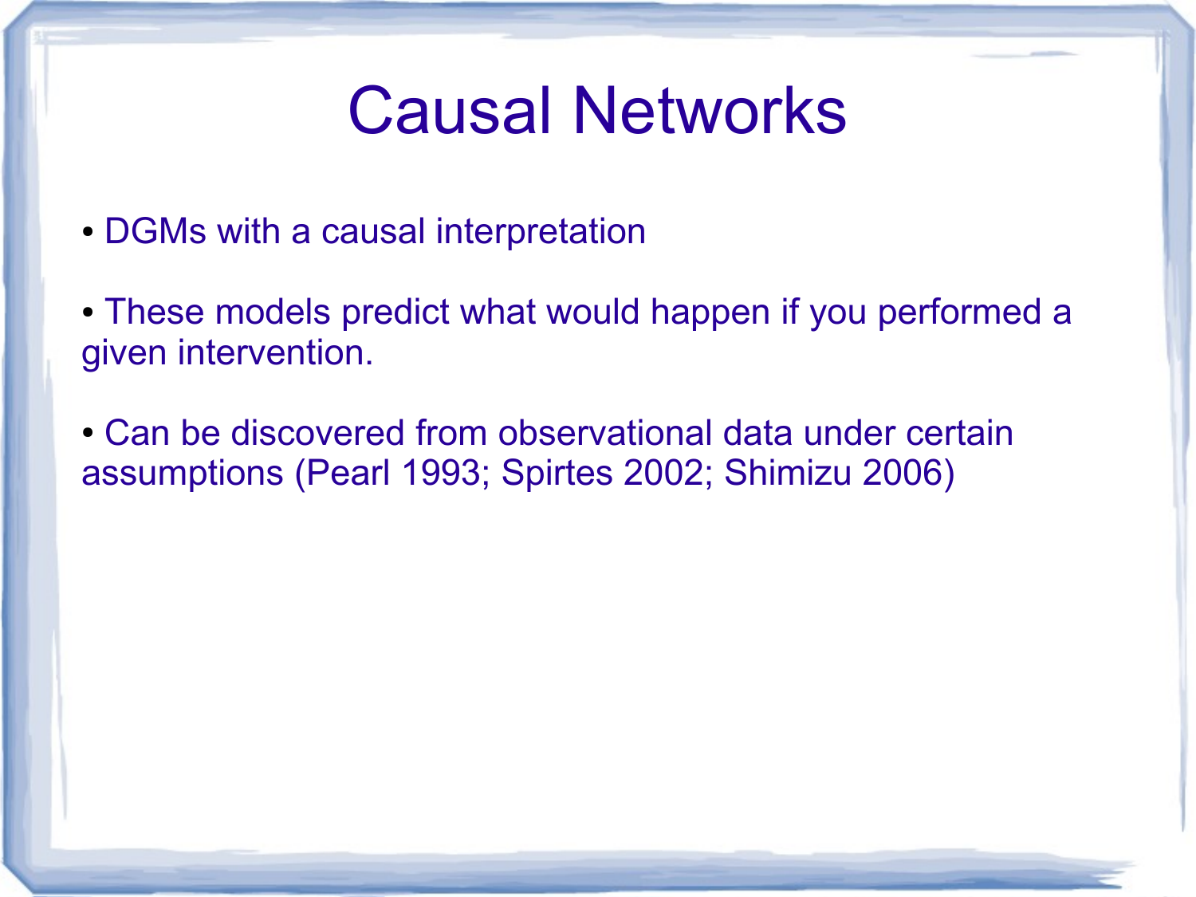# Causal Networks

- DGMs with a causal interpretation
- These models predict what would happen if you performed a given intervention.
- Can be discovered from observational data under certain assumptions (Pearl 1993; Spirtes 2002; Shimizu 2006)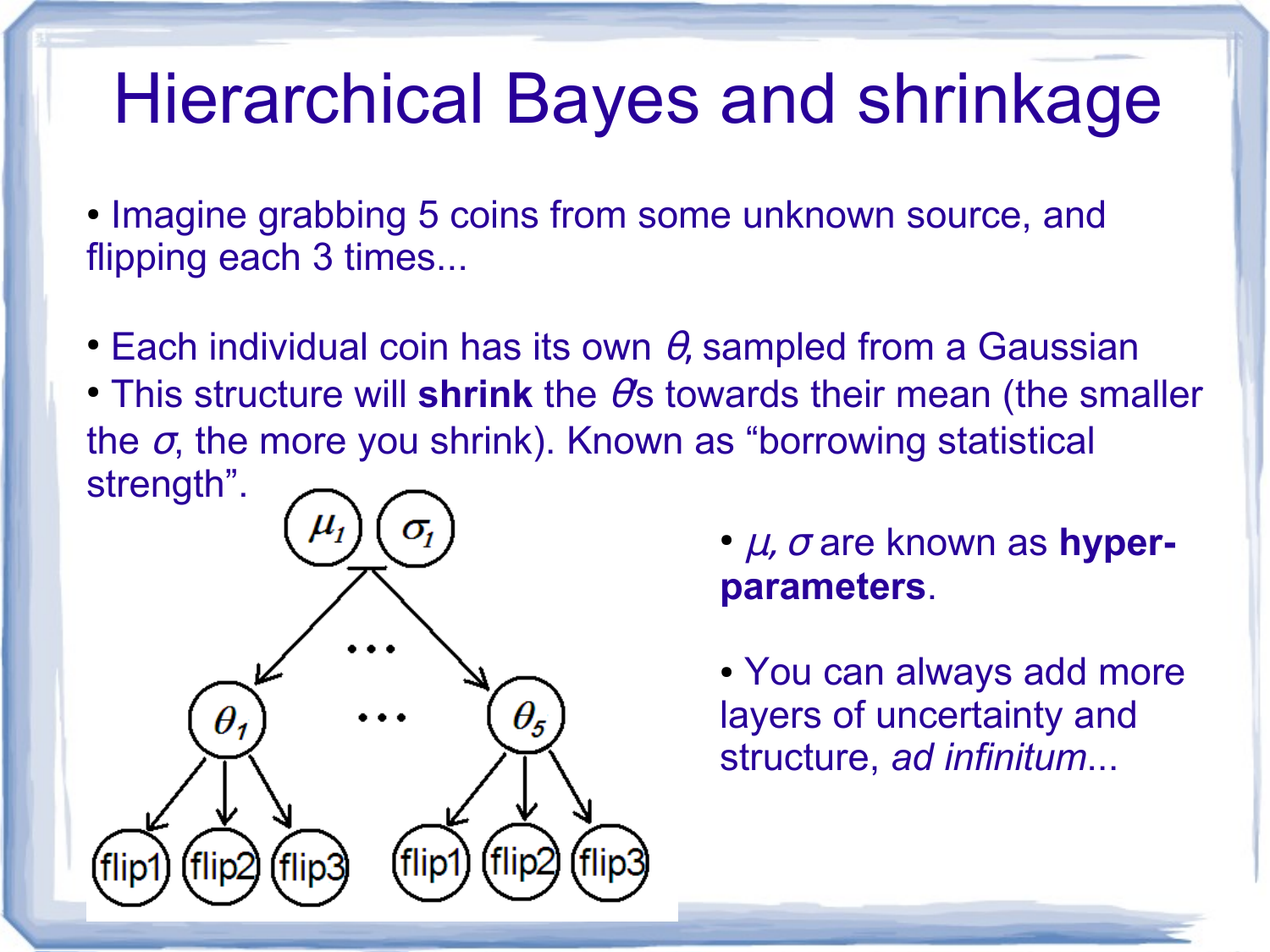# Hierarchical Bayes and shrinkage

- Imagine grabbing 5 coins from some unknown source, and flipping each 3 times...

- Each individual coin has its own $\theta$, sampled from a Gaussian
- This structure will **shrink** the $\theta$s towards their mean (the smaller the $\sigma$, the more you shrink). Known as "borrowing statistical strength".

- $\mu$, $\sigma$ are known as **hyper-parameters**.

- You can always add more layers of uncertainty and structure, *ad infinitum*...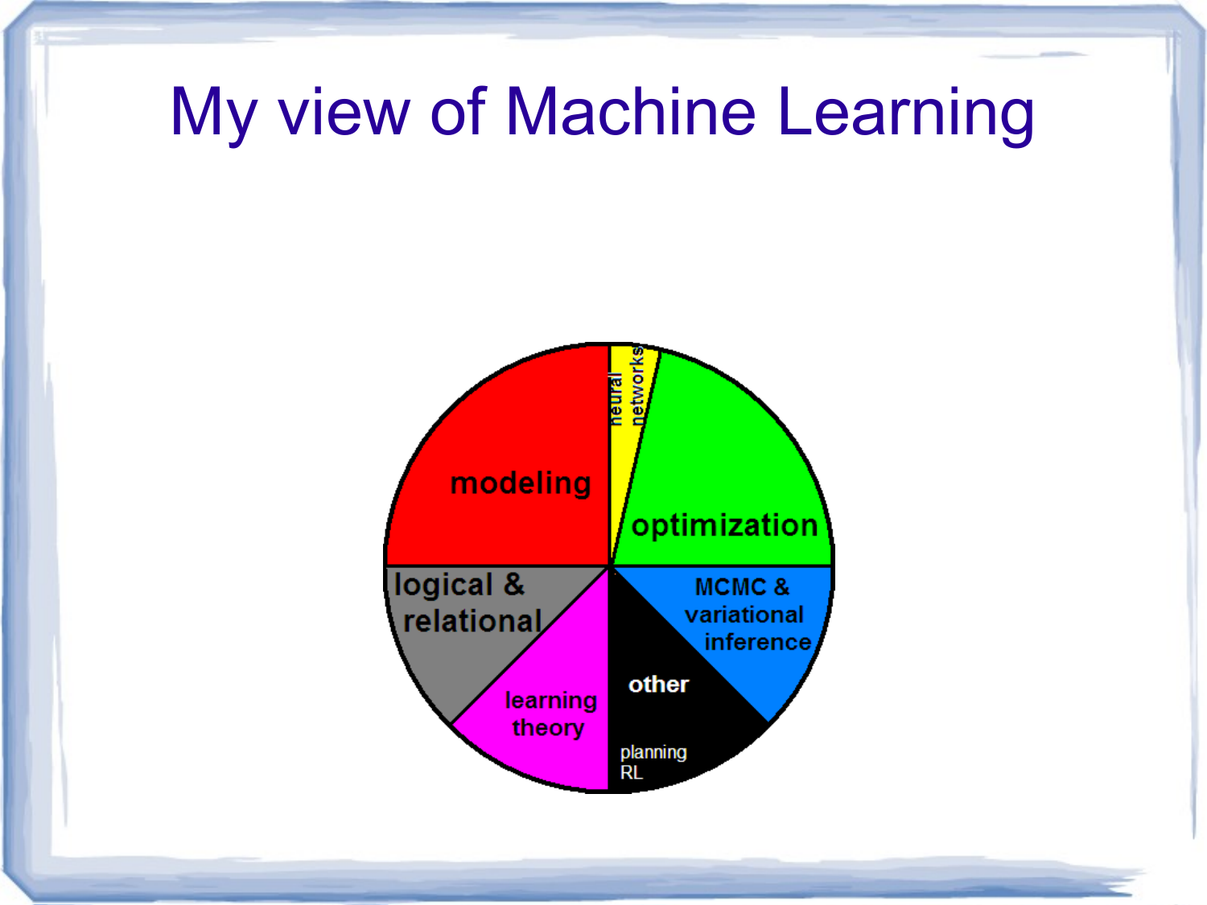# My view of Machine Learning

modeling

neural networks

optimization

logical & relational

MCMC & variational inference

learning theory

other

planning
RL